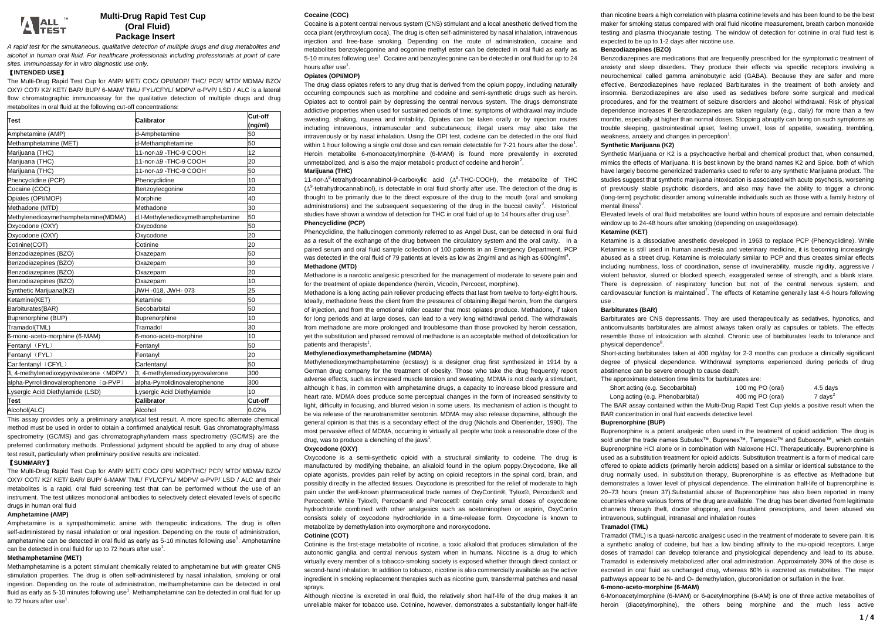# Multi-Drug Rapid Test Cup (Oral Fluid) Package Insert

*A rapid test for the simultaneous, qualitative detection of multiple drugs and drug metabolites and alcohol in human oral fluid. For healthcare professionals including professionals at point of care sites. Immunoassay for in vitro diagnostic use only.*

## 【INTENDED USE】

The Multi-Drug Rapid Test Cup for AMP/ MET/ COC/ OPI/MOP/ THC/ PCP/ MTD/ MDMA/ BZO/ OXY/ COT/ K2/ KET/ BAR/ BUP/ 6-MAM/ TML/ FYL/CFYL/ MDPV/ α-PVP/ LSD / ALC is a lateral flow chromatographic immunoassay for the qualitative detection of multiple drugs and drug metabolites in oral fluid at the following cut-off concentrations:

| Test | Calibrator | Cut-off (ng/ml) |
|---|---|---|
| Amphetamine (AMP) | d-Amphetamine | 50 |
| Methamphetamine (MET) | d-Methamphetamine | 50 |
| Marijuana (THC) | 11-nor-Δ9 -THC-9 COOH | 12 |
| Marijuana (THC) | 11-nor-Δ9 -THC-9 COOH | 20 |
| Marijuana (THC) | 11-nor-Δ9 -THC-9 COOH | 50 |
| Phencyclidine (PCP) | Phencyclidine | 10 |
| Cocaine (COC) | Benzoylecgonine | 20 |
| Opiates (OPI/MOP) | Morphine | 40 |
| Methadone (MTD) | Methadone | 30 |
| Methylenedioxymethamphetamine(MDMA) | d,l-Methylenedioxymethamphetamine | 50 |
| Oxycodone (OXY) | Oxycodone | 50 |
| Oxycodone (OXY) | Oxycodone | 20 |
| Cotinine(COT) | Cotinine | 20 |
| Benzodiazepines (BZO) | Oxazepam | 50 |
| Benzodiazepines (BZO) | Oxazepam | 30 |
| Benzodiazepines (BZO) | Oxazepam | 20 |
| Benzodiazepines (BZO) | Oxazepam | 10 |
| Synthetic Marijuana(K2) | JWH -018, JWH- 073 | 25 |
| Ketamine(KET) | Ketamine | 50 |
| Barbiturates(BAR) | Secobarbital | 50 |
| Buprenorphine (BUP) | Buprenorphine | 10 |
| Tramadol(TML) | Tramadol | 30 |
| 6-mono-aceto-morphine (6-MAM) | 6-mono-aceto-morphine | 10 |
| Fentanyl（FYL） | Fentanyl | 50 |
| Fentanyl（FYL） | Fentanyl | 20 |
| Car fentanyl（CFYL） | Carfentanyl | 50 |
| 3, 4-methylenedioxypyrovalerone（MDPV） | 3, 4-methylenedioxypyrovalerone | 300 |
| alpha-Pyrrolidinovalerophenone（α-PVP） | alpha-Pyrrolidinovalerophenone | 300 |
| Lysergic Acid Diethylamide (LSD) | Lysergic Acid Diethylamide | 10 |
| **Test** | **Calibrator** | **Cut-off** |
| Alcohol(ALC) | Alcohol | 0.02% |

This assay provides only a preliminary analytical test result. A more specific alternate chemical method must be used in order to obtain a confirmed analytical result. Gas chromatography/mass spectrometry (GC/MS) and gas chromatography/tandem mass spectrometry (GC/MS) are the preferred confirmatory methods. Professional judgment should be applied to any drug of abuse test result, particularly when preliminary positive results are indicated.

## 【SUMMARY】

The Multi-Drug Rapid Test Cup for AMP/ MET/ COC/ OPI/ MOP/THC/ PCP/ MTD/ MDMA/ BZO/ OXY/ COT/ K2/ KET/ BAR/ BUP/ 6-MAM/ TML/ FYL/CFYL/ MDPV/ α-PVP/ LSD / ALC and their metabolites is a rapid, oral fluid screening test that can be performed without the use of an instrument. The test utilizes monoclonal antibodies to selectively detect elevated levels of specific drugs in human oral fluid

### Amphetamine (AMP)

Amphetamine is a sympathomimetic amine with therapeutic indications. The drug is often self-administered by nasal inhalation or oral ingestion. Depending on the route of administration, amphetamine can be detected in oral fluid as early as 5-10 minutes following use[1]. Amphetamine can be detected in oral fluid for up to 72 hours after use[1].

### Methamphetamine (MET)

Methamphetamine is a potent stimulant chemically related to amphetamine but with greater CNS stimulation properties. The drug is often self-administered by nasal inhalation, smoking or oral ingestion. Depending on the route of administration, methamphetamine can be detected in oral fluid as early as 5-10 minutes following use[1]. Methamphetamine can be detected in oral fluid for up to 72 hours after use[1].

### Cocaine (COC)

Cocaine is a potent central nervous system (CNS) stimulant and a local anesthetic derived from the coca plant (erythroxylum coca). The drug is often self-administered by nasal inhalation, intravenous injection and free-base smoking. Depending on the route of administration, cocaine and metabolites benzoylecgonine and ecgonine methyl ester can be detected in oral fluid as early as 5-10 minutes following use[1]. Cocaine and benzoylecgonine can be detected in oral fluid for up to 24 hours after use[1].

### Opiates (OPI/MOP)

The drug class opiates refers to any drug that is derived from the opium poppy, including naturally occurring compounds such as morphine and codeine and semi-synthetic drugs such as heroin. Opiates act to control pain by depressing the central nervous system. The drugs demonstrate addictive properties when used for sustained periods of time; symptoms of withdrawal may include sweating, shaking, nausea and irritability. Opiates can be taken orally or by injection routes including intravenous, intramuscular and subcutaneous; illegal users may also take the intravenously or by nasal inhalation. Using the OPI test, codeine can be detected in the oral fluid within 1 hour following a single oral dose and can remain detectable for 7-21 hours after the dose[1]. Heroin metabolite 6-monoacetylmorphine (6-MAM) is found more prevalently in excreted unmetabolized, and is also the major metabolic product of codeine and heroin[2].

### Marijuana (THC)

11-nor-$\Delta^9$-tetrahydrocannabinol-9-carboxylic acid ($\Delta^9$-THC-COOH), the metabolite of THC ($\Delta^9$-tetrahydrocannabinol), is detectable in oral fluid shortly after use. The detection of the drug is thought to be primarily due to the direct exposure of the drug to the mouth (oral and smoking administrations) and the subsequent sequestering of the drug in the buccal cavity[3]. Historical studies have shown a window of detection for THC in oral fluid of up to 14 hours after drug use[3].

### Phencyclidine (PCP)

Phencyclidine, the hallucinogen commonly referred to as Angel Dust, can be detected in oral fluid as a result of the exchange of the drug between the circulatory system and the oral cavity. In a paired serum and oral fluid sample collection of 100 patients in an Emergency Department, PCP was detected in the oral fluid of 79 patients at levels as low as 2ng/ml and as high as 600ng/ml[4].

### Methadone (MTD)

Methadone is a narcotic analgesic prescribed for the management of moderate to severe pain and for the treatment of opiate dependence (heroin, Vicodin, Percocet, morphine).

Methadone is a long acting pain reliever producing effects that last from twelve to forty-eight hours. Ideally, methadone frees the client from the pressures of obtaining illegal heroin, from the dangers of injection, and from the emotional roller coaster that most opiates produce. Methadone, if taken for long periods and at large doses, can lead to a very long withdrawal period. The withdrawals from methadone are more prolonged and troublesome than those provoked by heroin cessation, yet the substitution and phased removal of methadone is an acceptable method of detoxification for patients and therapists[1].

### Methylenedioxymethamphetamine (MDMA)

Methylenedioxymethamphetamine (ecstasy) is a designer drug first synthesized in 1914 by a German drug company for the treatment of obesity. Those who take the drug frequently report adverse effects, such as increased muscle tension and sweating. MDMA is not clearly a stimulant, although it has, in common with amphetamine drugs, a capacity to increase blood pressure and heart rate. MDMA does produce some perceptual changes in the form of increased sensitivity to light, difficulty in focusing, and blurred vision in some users. Its mechanism of action is thought to be via release of the neurotransmitter serotonin. MDMA may also release dopamine, although the general opinion is that this is a secondary effect of the drug (Nichols and Oberlender, 1990). The most pervasive effect of MDMA, occurring in virtually all people who took a reasonable dose of the drug, was to produce a clenching of the jaws[1].

### Oxycodone (OXY)

Oxycodone is a semi-synthetic opioid with a structural similarity to codeine. The drug is manufactured by modifying thebaine, an alkaloid found in the opium poppy.Oxycodone, like all opiate agonists, provides pain relief by acting on opioid receptors in the spinal cord, brain, and possibly directly in the affected tissues. Oxycodone is prescribed for the relief of moderate to high pain under the well-known pharmaceutical trade names of OxyContin®, Tylox®, Percodan® and Percocet®. While Tylox®, Percodan® and Percocet® contain only small doses of oxycodone hydrochloride combined with other analgesics such as acetaminophen or aspirin, OxyContin consists solely of oxycodone hydrochloride in a time-release form. Oxycodone is known to metabolize by demethylation into oxymorphone and noroxycodone.

### Cotinine (COT)

Cotinine is the first-stage metabolite of nicotine, a toxic alkaloid that produces stimulation of the autonomic ganglia and central nervous system when in humans. Nicotine is a drug to which virtually every member of a tobacco-smoking society is exposed whether through direct contact or second-hand inhalation. In addition to tobacco, nicotine is also commercially available as the active ingredient in smoking replacement therapies such as nicotine gum, transdermal patches and nasal sprays.

Although nicotine is excreted in oral fluid, the relatively short half-life of the drug makes it an unreliable maker for tobacco use. Cotinine, however, demonstrates a substantially longer half-life than nicotine bears a high correlation with plasma cotinine levels and has been found to be the best maker for smoking status compared with oral fluid nicotine measurement, breath carbon monoxide testing and plasma thiocyanate testing. The window of detection for cotinine in oral fluid test is expected to be up to 1-2 days after nicotine use.

### Benzodiazepines (BZO)

Benzodiazepines are medications that are frequently prescribed for the symptomatic treatment of anxiety and sleep disorders. They produce their effects via specific receptors involving a neurochemical called gamma aminobutyric acid (GABA). Because they are safer and more effective, Benzodiazepines have replaced Barbiturates in the treatment of both anxiety and insomnia. Benzodiazepines are also used as sedatives before some surgical and medical procedures, and for the treatment of seizure disorders and alcohol withdrawal. Risk of physical dependence increases if Benzodiazepines are taken regularly (e.g., daily) for more than a few months, especially at higher than normal doses. Stopping abruptly can bring on such symptoms as trouble sleeping, gastrointestinal upset, feeling unwell, loss of appetite, sweating, trembling, weakness, anxiety and changes in perception[1].

### Synthetic Marijuana (K2)

Synthetic Marijuana or K2 is a psychoactive herbal and chemical product that, when consumed, mimics the effects of Marijuana. It is best known by the brand names K2 and Spice, both of which have largely become genericized trademarks used to refer to any synthetic Marijuana product. The studies suggest that synthetic marijuana intoxication is associated with acute psychosis, worsening of previously stable psychotic disorders, and also may have the ability to trigger a chronic (long-term) psychotic disorder among vulnerable individuals such as those with a family history of mental illness[6].

Elevated levels of oral fluid metabolites are found within hours of exposure and remain detectable window up to 24-48 hours after smoking (depending on usage/dosage).

### Ketamine (KET)

Ketamine is a dissociative anesthetic developed in 1963 to replace PCP (Phencyclidine). While Ketamine is still used in human anesthesia and veterinary medicine, it is becoming increasingly abused as a street drug. Ketamine is molecularly similar to PCP and thus creates similar effects including numbness, loss of coordination, sense of invulnerability, muscle rigidity, aggressive / violent behavior, slurred or blocked speech, exaggerated sense of strength, and a blank stare. There is depression of respiratory function but not of the central nervous system, and cardiovascular function is maintained[7]. The effects of Ketamine generally last 4-6 hours following use .

### Barbiturates (BAR)

Barbiturates are CNS depressants. They are used therapeutically as sedatives, hypnotics, and anticonvulsants barbiturates are almost always taken orally as capsules or tablets. The effects resemble those of intoxication with alcohol. Chronic use of barbiturates leads to tolerance and physical dependence[8].

Short-acting barbiturates taken at 400 mg/day for 2-3 months can produce a clinically significant degree of physical dependence. Withdrawal symptoms experienced during periods of drug abstinence can be severe enough to cause death.

The approximate detection time limits for barbiturates are:

| | | |
|---|---|---|
| Short acting (e.g. Secobarbital) | 100 mg PO (oral) | 4.5 days |
| Long acting (e.g. Phenobarbital) | 400 mg PO (oral) | 7 days[2] |

The BAR assay contained within the Multi-Drug Rapid Test Cup yields a positive result when the BAR concentration in oral fluid exceeds detective level.

### Buprenorphine (BUP)

Buprenorphine is a potent analgesic often used in the treatment of opioid addiction. The drug is sold under the trade names Subutex™, Buprenex™, Temgesic™ and Suboxone™, which contain Buprenorphine HCl alone or in combination with Naloxone HCl. Therapeutically, Buprenorphine is used as a substitution treatment for opioid addicts. Substitution treatment is a form of medical care offered to opiate addicts (primarily heroin addicts) based on a similar or identical substance to the drug normally used. In substitution therapy, Buprenorphine is as effective as Methadone but demonstrates a lower level of physical dependence. The elimination half-life of buprenorphine is 20–73 hours (mean 37).Substantial abuse of Buprenorphine has also been reported in many countries where various forms of the drug are available. The drug has been diverted from legitimate channels through theft, doctor shopping, and fraudulent prescriptions, and been abused via intravenous, sublingual, intranasal and inhalation routes

### Tramadol (TML)

Tramadol (TML) is a quasi-narcotic analgesic used in the treatment of moderate to severe pain. It is a synthetic analog of codeine, but has a low binding affinity to the mu-opioid receptors. Large doses of tramadol can develop tolerance and physiological dependency and lead to its abuse. Tramadol is extensively metabolized after oral administration. Approximately 30% of the dose is excreted in oral fluid as unchanged drug, whereas 60% is excreted as metabolites. The major pathways appear to be N- and O- demethylation, glucoronidation or sulfation in the liver.

### 6-mono-aceto-morphine (6-MAM)

6-Monoacetylmorphine (6-MAM) or 6-acetylmorphine (6-AM) is one of three active metabolites of heroin (diacetylmorphine), the others being morphine and the much less active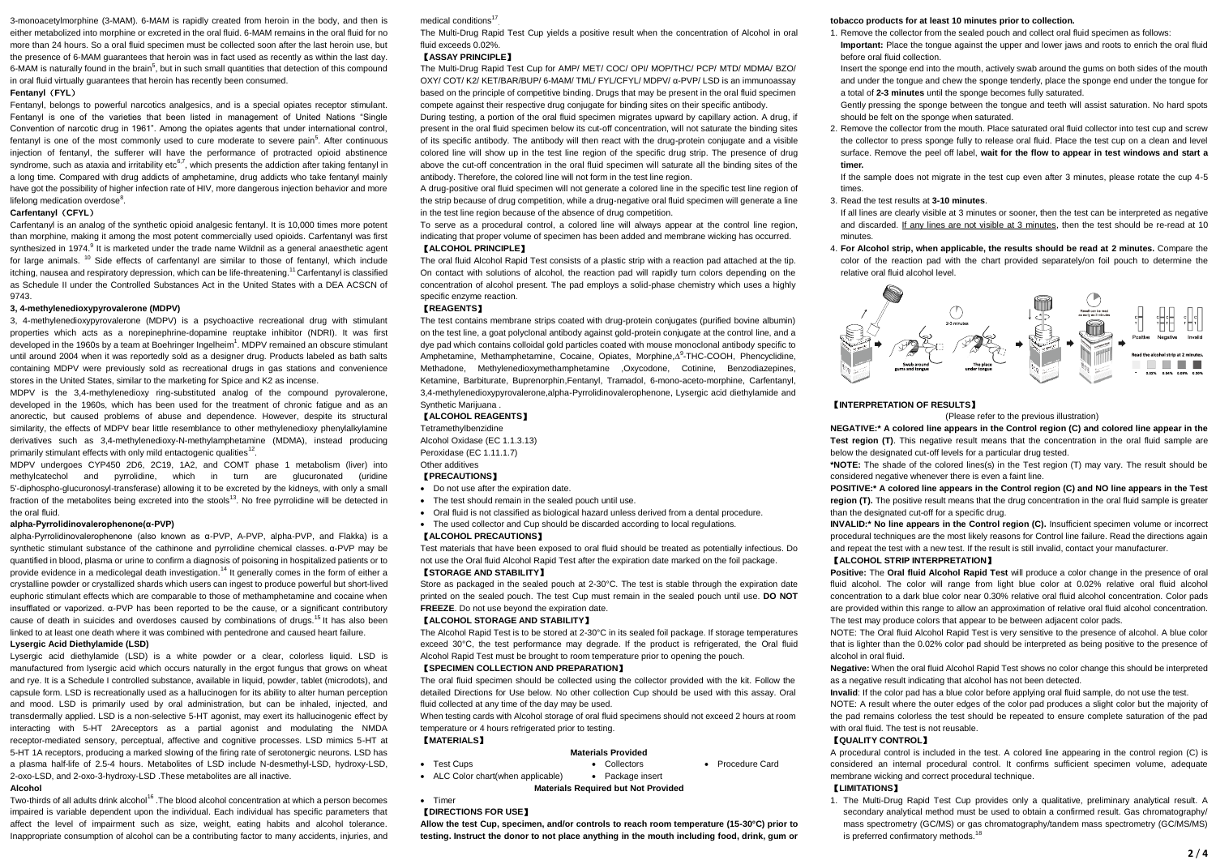3-monoacetylmorphine (3-MAM). 6-MAM is rapidly created from heroin in the body, and then is either metabolized into morphine or excreted in the oral fluid. 6-MAM remains in the oral fluid for no more than 24 hours. So a oral fluid specimen must be collected soon after the last heroin use, but the presence of 6-MAM guarantees that heroin was in fact used as recently as within the last day. 6-MAM is naturally found in the brain[5], but in such small quantities that detection of this compound in oral fluid virtually guarantees that heroin has recently been consumed.

**Fentanyl（FYL）**

Fentanyl, belongs to powerful narcotics analgesics, and is a special opiates receptor stimulant. Fentanyl is one of the varieties that been listed in management of United Nations "Single Convention of narcotic drug in 1961". Among the opiates agents that under international control, fentanyl is one of the most commonly used to cure moderate to severe pain[5]. After continuous injection of fentanyl, the sufferer will have the performance of protracted opioid abstinence syndrome, such as ataxia and irritability etc[6,7], which presents the addiction after taking fentanyl in a long time. Compared with drug addicts of amphetamine, drug addicts who take fentanyl mainly have got the possibility of higher infection rate of HIV, more dangerous injection behavior and more lifelong medication overdose[8].

**Carfentanyl（CFYL）**

Carfentanyl is an analog of the synthetic opioid analgesic fentanyl. It is 10,000 times more potent than morphine, making it among the most potent commercially used opioids. Carfentanyl was first synthesized in 1974.[9] It is marketed under the trade name Wildnil as a general anaesthetic agent for large animals. [10] Side effects of carfentanyl are similar to those of fentanyl, which include itching, nausea and respiratory depression, which can be life-threatening.[11] Carfentanyl is classified as Schedule II under the Controlled Substances Act in the United States with a DEA ACSCN of 9743.

**3, 4-methylenedioxypyrovalerone (MDPV)**

3, 4-methylenedioxypyrovalerone (MDPV) is a psychoactive recreational drug with stimulant properties which acts as a norepinephrine-dopamine reuptake inhibitor (NDRI). It was first developed in the 1960s by a team at Boehringer Ingelheim[1]. MDPV remained an obscure stimulant until around 2004 when it was reportedly sold as a designer drug. Products labeled as bath salts containing MDPV were previously sold as recreational drugs in gas stations and convenience stores in the United States, similar to the marketing for Spice and K2 as incense.

MDPV is the 3,4-methylenedioxy ring-substituted analog of the compound pyrovalerone, developed in the 1960s, which has been used for the treatment of chronic fatigue and as an anorectic, but caused problems of abuse and dependence. However, despite its structural similarity, the effects of MDPV bear little resemblance to other methylenedioxy phenylalkylamine derivatives such as 3,4-methylenedioxy-N-methylamphetamine (MDMA), instead producing primarily stimulant effects with only mild entactogenic qualities[12].

MDPV undergoes CYP450 2D6, 2C19, 1A2, and COMT phase 1 metabolism (liver) into methylcatechol and pyrrolidine, which in turn are glucuronated (uridine 5'-diphospho-glucuronosyl-transferase) allowing it to be excreted by the kidneys, with only a small fraction of the metabolites being excreted into the stools[13]. No free pyrrolidine will be detected in the oral fluid.

**alpha-Pyrrolidinovalerophenone(α-PVP)**

alpha-Pyrrolidinovalerophenone (also known as α-PVP, A-PVP, alpha-PVP, and Flakka) is a synthetic stimulant substance of the cathinone and pyrrolidine chemical classes. α-PVP may be quantified in blood, plasma or urine to confirm a diagnosis of poisoning in hospitalized patients or to provide evidence in a medicolegal death investigation.[14] It generally comes in the form of either a crystalline powder or crystallized shards which users can ingest to produce powerful but short-lived euphoric stimulant effects which are comparable to those of methamphetamine and cocaine when insufflated or vaporized. α-PVP has been reported to be the cause, or a significant contributory cause of death in suicides and overdoses caused by combinations of drugs.[15] It has also been linked to at least one death where it was combined with pentedrone and caused heart failure.

**Lysergic Acid Diethylamide (LSD)**

Lysergic acid diethylamide (LSD) is a white powder or a clear, colorless liquid. LSD is manufactured from lysergic acid which occurs naturally in the ergot fungus that grows on wheat and rye. It is a Schedule I controlled substance, available in liquid, powder, tablet (microdots), and capsule form. LSD is recreationally used as a hallucinogen for its ability to alter human perception and mood. LSD is primarily used by oral administration, but can be inhaled, injected, and transdermally applied. LSD is a non-selective 5-HT agonist, may exert its hallucinogenic effect by interacting with 5-HT 2Areceptors as a partial agonist and modulating the NMDA receptor-mediated sensory, perceptual, affective and cognitive processes. LSD mimics 5-HT at 5-HT 1A receptors, producing a marked slowing of the firing rate of serotonergic neurons. LSD has a plasma half-life of 2.5-4 hours. Metabolites of LSD include N-desmethyl-LSD, hydroxy-LSD, 2-oxo-LSD, and 2-oxo-3-hydroxy-LSD .These metabolites are all inactive.

**Alcohol**

Two-thirds of all adults drink alcohol[16] .The blood alcohol concentration at which a person becomes impaired is variable dependent upon the individual. Each individual has specific parameters that affect the level of impairment such as size, weight, eating habits and alcohol tolerance. Inappropriate consumption of alcohol can be a contributing factor to many accidents, injuries, and medical conditions[17]

The Multi-Drug Rapid Test Cup yields a positive result when the concentration of Alcohol in oral fluid exceeds 0.02%.

## 【ASSAY PRINCIPLE】

The Multi-Drug Rapid Test Cup for AMP/ MET/ COC/ OPI/ MOP/THC/ PCP/ MTD/ MDMA/ BZO/ OXY/ COT/ K2/ KET/BAR/BUP/ 6-MAM/ TML/ FYL/CFYL/ MDPV/ α-PVP/ LSD is an immunoassay based on the principle of competitive binding. Drugs that may be present in the oral fluid specimen compete against their respective drug conjugate for binding sites on their specific antibody.

During testing, a portion of the oral fluid specimen migrates upward by capillary action. A drug, if present in the oral fluid specimen below its cut-off concentration, will not saturate the binding sites of its specific antibody. The antibody will then react with the drug-protein conjugate and a visible colored line will show up in the test line region of the specific drug strip. The presence of drug above the cut-off concentration in the oral fluid specimen will saturate all the binding sites of the antibody. Therefore, the colored line will not form in the test line region.

A drug-positive oral fluid specimen will not generate a colored line in the specific test line region of the strip because of drug competition, while a drug-negative oral fluid specimen will generate a line in the test line region because of the absence of drug competition.

To serve as a procedural control, a colored line will always appear at the control line region, indicating that proper volume of specimen has been added and membrane wicking has occurred.

## 【ALCOHOL PRINCIPLE】

The oral fluid Alcohol Rapid Test consists of a plastic strip with a reaction pad attached at the tip. On contact with solutions of alcohol, the reaction pad will rapidly turn colors depending on the concentration of alcohol present. The pad employs a solid-phase chemistry which uses a highly specific enzyme reaction.

## 【REAGENTS】

The test contains membrane strips coated with drug-protein conjugates (purified bovine albumin) on the test line, a goat polyclonal antibody against gold-protein conjugate at the control line, and a dye pad which contains colloidal gold particles coated with mouse monoclonal antibody specific to Amphetamine, Methamphetamine, Cocaine, Opiates, Morphine,$\Delta^9$-THC-COOH, Phencyclidine, Methadone, Methylenedioxymethamphetamine ,Oxycodone, Cotinine, Benzodiazepines, Ketamine, Barbiturate, Buprenorphin,Fentanyl, Tramadol, 6-mono-aceto-morphine, Carfentanyl, 3,4-methylenedioxypyrovalerone,alpha-Pyrrolidinovalerophenone, Lysergic acid diethylamide and Synthetic Marijuana .

## 【ALCOHOL REAGENTS】

Tetramethylbenzidine

Alcohol Oxidase (EC 1.1.3.13)

Peroxidase (EC 1.11.1.7)

Other additives

## 【PRECAUTIONS】

- Do not use after the expiration date.
- The test should remain in the sealed pouch until use.
- Oral fluid is not classified as biological hazard unless derived from a dental procedure.
- The used collector and Cup should be discarded according to local regulations.

## 【ALCOHOL PRECAUTIONS】

Test materials that have been exposed to oral fluid should be treated as potentially infectious. Do not use the Oral fluid Alcohol Rapid Test after the expiration date marked on the foil package.

## 【STORAGE AND STABILITY】

Store as packaged in the sealed pouch at 2-30°C. The test is stable through the expiration date printed on the sealed pouch. The test Cup must remain in the sealed pouch until use. **DO NOT FREEZE**. Do not use beyond the expiration date.

## 【ALCOHOL STORAGE AND STABILITY】

The Alcohol Rapid Test is to be stored at 2-30°C in its sealed foil package. If storage temperatures exceed 30°C, the test performance may degrade. If the product is refrigerated, the Oral fluid Alcohol Rapid Test must be brought to room temperature prior to opening the pouch.

## 【SPECIMEN COLLECTION AND PREPARATION】

The oral fluid specimen should be collected using the collector provided with the kit. Follow the detailed Directions for Use below. No other collection Cup should be used with this assay. Oral fluid collected at any time of the day may be used.

When testing cards with Alcohol storage of oral fluid specimens should not exceed 2 hours at room temperature or 4 hours refrigerated prior to testing.

## 【MATERIALS】

**Materials Provided**

- Test Cups
- Collectors
- Procedure Card
- ALC Color chart(when applicable)
- Package insert

**Materials Required but Not Provided**

- Timer

## 【DIRECTIONS FOR USE】

**Allow the test Cup, specimen, and/or controls to reach room temperature (15-30°C) prior to testing. Instruct the donor to not place anything in the mouth including food, drink, gum or tobacco products for at least 10 minutes prior to collection.**

1. Remove the collector from the sealed pouch and collect oral fluid specimen as follows:
   **Important:** Place the tongue against the upper and lower jaws and roots to enrich the oral fluid before oral fluid collection.
   Insert the sponge end into the mouth, actively swab around the gums on both sides of the mouth and under the tongue and chew the sponge tenderly, place the sponge end under the tongue for a total of **2-3 minutes** until the sponge becomes fully saturated.
   Gently pressing the sponge between the tongue and teeth will assist saturation. No hard spots should be felt on the sponge when saturated.
2. Remove the collector from the mouth. Place saturated oral fluid collector into test cup and screw the collector to press sponge fully to release oral fluid. Place the test cup on a clean and level surface. Remove the peel off label, **wait for the flow to appear in test windows and start a timer.**
   If the sample does not migrate in the test cup even after 3 minutes, please rotate the cup 4-5 times.
3. Read the test results at **3-10 minutes**.
   If all lines are clearly visible at 3 minutes or sooner, then the test can be interpreted as negative and discarded. If any lines are not visible at 3 minutes, then the test should be re-read at 10 minutes.
4. **For Alcohol strip, when applicable, the results should be read at 2 minutes.** Compare the color of the reaction pad with the chart provided separately/on foil pouch to determine the relative oral fluid alcohol level.

## 【INTERPRETATION OF RESULTS】

(Please refer to the previous illustration)

**NEGATIVE:\* A colored line appears in the Control region (C) and colored line appear in the Test region (T)**. This negative result means that the concentration in the oral fluid sample are below the designated cut-off levels for a particular drug tested.

**\*NOTE:** The shade of the colored lines(s) in the Test region (T) may vary. The result should be considered negative whenever there is even a faint line.

**POSITIVE:\* A colored line appears in the Control region (C) and NO line appears in the Test region (T).** The positive result means that the drug concentration in the oral fluid sample is greater than the designated cut-off for a specific drug.

**INVALID:\* No line appears in the Control region (C).** Insufficient specimen volume or incorrect procedural techniques are the most likely reasons for Control line failure. Read the directions again and repeat the test with a new test. If the result is still invalid, contact your manufacturer.

## 【ALCOHOL STRIP INTERPRETATION】

**Positive:** The **Oral fluid Alcohol Rapid Test** will produce a color change in the presence of oral fluid alcohol. The color will range from light blue color at 0.02% relative oral fluid alcohol concentration to a dark blue color near 0.30% relative oral fluid alcohol concentration. Color pads are provided within this range to allow an approximation of relative oral fluid alcohol concentration. The test may produce colors that appear to be between adjacent color pads.

NOTE: The Oral fluid Alcohol Rapid Test is very sensitive to the presence of alcohol. A blue color that is lighter than the 0.02% color pad should be interpreted as being positive to the presence of alcohol in oral fluid.

**Negative:** When the oral fluid Alcohol Rapid Test shows no color change this should be interpreted as a negative result indicating that alcohol has not been detected.

**Invalid**: If the color pad has a blue color before applying oral fluid sample, do not use the test.

NOTE: A result where the outer edges of the color pad produces a slight color but the majority of the pad remains colorless the test should be repeated to ensure complete saturation of the pad with oral fluid. The test is not reusable.

## 【QUALITY CONTROL】

A procedural control is included in the test. A colored line appearing in the control region (C) is considered an internal procedural control. It confirms sufficient specimen volume, adequate membrane wicking and correct procedural technique.

## 【LIMITATIONS】

1. The Multi-Drug Rapid Test Cup provides only a qualitative, preliminary analytical result. A secondary analytical method must be used to obtain a confirmed result. Gas chromatography/ mass spectrometry (GC/MS) or gas chromatography/tandem mass spectrometry (GC/MS/MS) is preferred confirmatory methods.[18]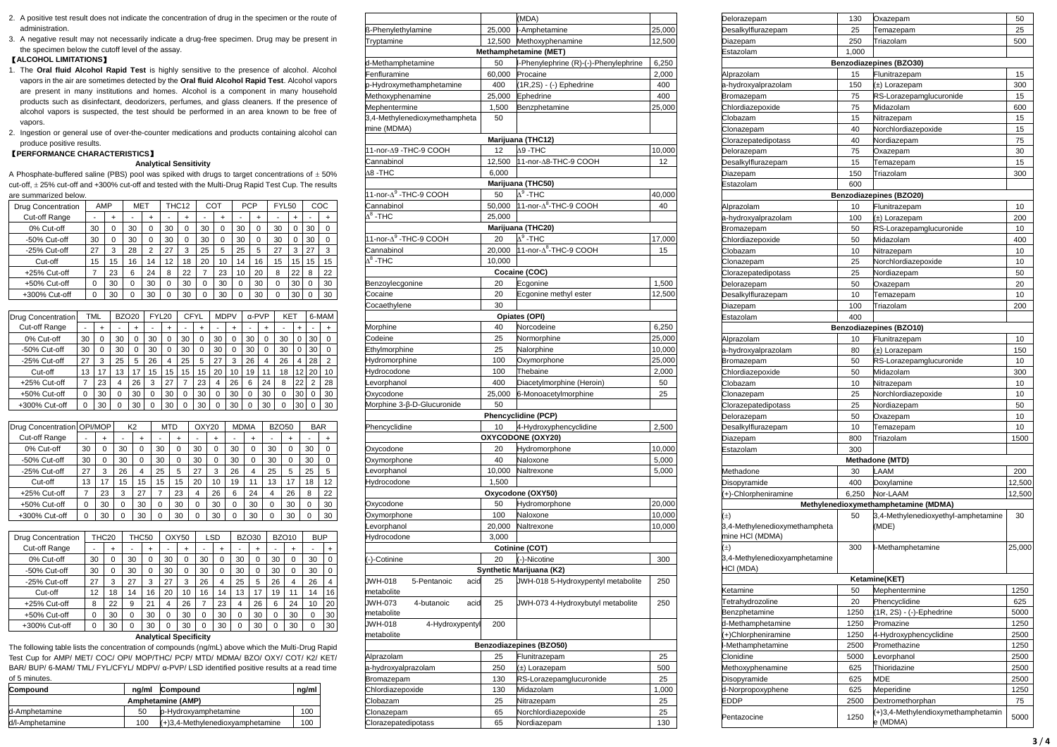2. A positive test result does not indicate the concentration of drug in the specimen or the route of administration.
3. A negative result may not necessarily indicate a drug-free specimen. Drug may be present in the specimen below the cutoff level of the assay.

【ALCOHOL LIMITATIONS】

1. The **Oral fluid Alcohol Rapid Test** is highly sensitive to the presence of alcohol. Alcohol vapors in the air are sometimes detected by the **Oral fluid Alcohol Rapid Test**. Alcohol vapors are present in many institutions and homes. Alcohol is a component in many household products such as disinfectant, deodorizers, perfumes, and glass cleaners. If the presence of alcohol vapors is suspected, the test should be performed in an area known to be free of vapors.
2. Ingestion or general use of over-the-counter medications and products containing alcohol can produce positive results.

【PERFORMANCE CHARACTERISTICS】

**Analytical Sensitivity**

A Phosphate-buffered saline (PBS) pool was spiked with drugs to target concentrations of ± 50% cut-off, ± 25% cut-off and +300% cut-off and tested with the Multi-Drug Rapid Test Cup. The results are summarized below.

| Drug Concentration | AMP | | MET | | THC12 | | COT | | PCP | | FYL50 | | COC | |
|---|---|---|---|---|---|---|---|---|---|---|---|---|---|---|
| Cut-off Range | - | + | - | + | - | + | - | + | - | + | - | + | - | + |
| 0% Cut-off | 30 | 0 | 30 | 0 | 30 | 0 | 30 | 0 | 30 | 0 | 30 | 0 | 30 | 0 |
| -50% Cut-off | 30 | 0 | 30 | 0 | 30 | 0 | 30 | 0 | 30 | 0 | 30 | 0 | 30 | 0 |
| -25% Cut-off | 27 | 3 | 28 | 2 | 27 | 3 | 25 | 5 | 25 | 5 | 27 | 3 | 27 | 3 |
| Cut-off | 15 | 15 | 16 | 14 | 12 | 18 | 20 | 10 | 14 | 16 | 15 | 15 | 15 | 15 |
| +25% Cut-off | 7 | 23 | 6 | 24 | 8 | 22 | 7 | 23 | 10 | 20 | 8 | 22 | 8 | 22 |
| +50% Cut-off | 0 | 30 | 0 | 30 | 0 | 30 | 0 | 30 | 0 | 30 | 0 | 30 | 0 | 30 |
| +300% Cut-off | 0 | 30 | 0 | 30 | 0 | 30 | 0 | 30 | 0 | 30 | 0 | 30 | 0 | 30 |

| Drug Concentration | TML | | BZO20 | | FYL20 | | CFYL | | MDPV | | α-PVP | | KET | | 6-MAM | |
|---|---|---|---|---|---|---|---|---|---|---|---|---|---|---|---|---|
| Cut-off Range | - | + | - | + | - | + | - | + | - | + | - | + | - | + | - | + |
| 0% Cut-off | 30 | 0 | 30 | 0 | 30 | 0 | 30 | 0 | 30 | 0 | 30 | 0 | 30 | 0 | 30 | 0 |
| -50% Cut-off | 30 | 0 | 30 | 0 | 30 | 0 | 30 | 0 | 30 | 0 | 30 | 0 | 30 | 0 | 30 | 0 |
| -25% Cut-off | 27 | 3 | 25 | 5 | 26 | 4 | 25 | 5 | 27 | 3 | 26 | 4 | 26 | 4 | 28 | 2 |
| Cut-off | 13 | 17 | 13 | 17 | 15 | 15 | 15 | 15 | 20 | 10 | 19 | 11 | 18 | 12 | 20 | 10 |
| +25% Cut-off | 7 | 23 | 4 | 26 | 3 | 27 | 7 | 23 | 4 | 26 | 6 | 24 | 8 | 22 | 2 | 28 |
| +50% Cut-off | 0 | 30 | 0 | 30 | 0 | 30 | 0 | 30 | 0 | 30 | 0 | 30 | 0 | 30 | 0 | 30 |
| +300% Cut-off | 0 | 30 | 0 | 30 | 0 | 30 | 0 | 30 | 0 | 30 | 0 | 30 | 0 | 30 | 0 | 30 |

| Drug Concentration | OPI/MOP | | K2 | | MTD | | OXY20 | | MDMA | | BZO50 | | BAR | |
|---|---|---|---|---|---|---|---|---|---|---|---|---|---|---|
| Cut-off Range | - | + | - | + | - | + | - | + | - | + | - | + | - | + |
| 0% Cut-off | 30 | 0 | 30 | 0 | 30 | 0 | 30 | 0 | 30 | 0 | 30 | 0 | 30 | 0 |
| -50% Cut-off | 30 | 0 | 30 | 0 | 30 | 0 | 30 | 0 | 30 | 0 | 30 | 0 | 30 | 0 |
| -25% Cut-off | 27 | 3 | 26 | 4 | 25 | 5 | 27 | 3 | 26 | 4 | 25 | 5 | 25 | 5 |
| Cut-off | 13 | 17 | 15 | 15 | 15 | 15 | 20 | 10 | 19 | 11 | 13 | 17 | 18 | 12 |
| +25% Cut-off | 7 | 23 | 3 | 27 | 7 | 23 | 4 | 26 | 6 | 24 | 4 | 26 | 8 | 22 |
| +50% Cut-off | 0 | 30 | 0 | 30 | 0 | 30 | 0 | 30 | 0 | 30 | 0 | 30 | 0 | 30 |
| +300% Cut-off | 0 | 30 | 0 | 30 | 0 | 30 | 0 | 30 | 0 | 30 | 0 | 30 | 0 | 30 |

| Drug Concentration | THC20 | | THC50 | | OXY50 | | LSD | | BZO30 | | BZO10 | | BUP | |
|---|---|---|---|---|---|---|---|---|---|---|---|---|---|---|
| Cut-off Range | - | + | - | + | - | + | - | + | - | + | - | + | - | + |
| 0% Cut-off | 30 | 0 | 30 | 0 | 30 | 0 | 30 | 0 | 30 | 0 | 30 | 0 | 30 | 0 |
| -50% Cut-off | 30 | 0 | 30 | 0 | 30 | 0 | 30 | 0 | 30 | 0 | 30 | 0 | 30 | 0 |
| -25% Cut-off | 27 | 3 | 27 | 3 | 27 | 3 | 26 | 4 | 25 | 5 | 26 | 4 | 26 | 4 |
| Cut-off | 12 | 18 | 14 | 16 | 20 | 10 | 16 | 14 | 13 | 17 | 19 | 11 | 14 | 16 |
| +25% Cut-off | 8 | 22 | 9 | 21 | 4 | 26 | 7 | 23 | 4 | 26 | 6 | 24 | 10 | 20 |
| +50% Cut-off | 0 | 30 | 0 | 30 | 0 | 30 | 0 | 30 | 0 | 30 | 0 | 30 | 0 | 30 |
| +300% Cut-off | 0 | 30 | 0 | 30 | 0 | 30 | 0 | 30 | 0 | 30 | 0 | 30 | 0 | 30 |

**Analytical Specificity**

The following table lists the concentration of compounds (ng/mL) above which the Multi-Drug Rapid Test Cup for AMP/ MET/ COC/ OPI/ MOP/THC/ PCP/ MTD/ MDMA/ BZO/ OXY/ COT/ K2/ KET/ BAR/ BUP/ 6-MAM/ TML/ FYL/CFYL/ MDPV/ α-PVP/ LSD identified positive results at a read time of 5 minutes.

| Compound | ng/ml | Compound | ng/ml |
|---|---|---|---|
| **Amphetamine (AMP)** | | | |
| d-Amphetamine | 50 | p-Hydroxyamphetamine | 100 |
| d/l-Amphetamine | 100 | (+)3,4-Methylenedioxyamphetamine (MDA) | 100 |
| ß-Phenylethylamine | 25,000 | l-Amphetamine | 25,000 |
| Tryptamine | 12,500 | Methoxyphenamine | 12,500 |
| **Methamphetamine (MET)** | | | |
| d-Methamphetamine | 50 | l-Phenylephrine (R)-(-)-Phenylephrine | 6,250 |
| Fenfluramine | 60,000 | Procaine | 2,000 |
| p-Hydroxymethamphetamine | 400 | (1R,2S) - (-) Ephedrine | 400 |
| Methoxyphenamine | 25,000 | Ephedrine | 400 |
| Mephentermine | 1,500 | Benzphetamine | 25,000 |
| 3,4-Methylenedioxymethamphetamine (MDMA) | 50 | | |
| **Marijuana (THC12)** | | | |
| 11-nor-Δ9 -THC-9 COOH | 12 | Δ9 -THC | 10,000 |
| Cannabinol | 12,500 | 11-nor-Δ8-THC-9 COOH | 12 |
| Δ8 -THC | 6,000 | | |
| **Marijuana (THC50)** | | | |
| 11-nor-$\Delta^9$ -THC-9 COOH | 50 | $\Delta^9$ -THC | 40,000 |
| Cannabinol | 50,000 | 11-nor-$\Delta^8$-THC-9 COOH | 40 |
| $\Delta^8$ -THC | 25,000 | | |
| **Marijuana (THC20)** | | | |
| 11-nor-$\Delta^9$ -THC-9 COOH | 20 | $\Delta^9$ -THC | 17,000 |
| Cannabinol | 20,000 | 11-nor-$\Delta^8$-THC-9 COOH | 15 |
| $\Delta^8$ -THC | 10,000 | | |
| **Cocaine (COC)** | | | |
| Benzoylecgonine | 20 | Ecgonine | 1,500 |
| Cocaine | 20 | Ecgonine methyl ester | 12,500 |
| Cocaethylene | 30 | | |
| **Opiates (OPI)** | | | |
| Morphine | 40 | Norcodeine | 6,250 |
| Codeine | 25 | Normorphine | 25,000 |
| Ethylmorphine | 25 | Nalorphine | 10,000 |
| Hydromorphine | 100 | Oxymorphone | 25,000 |
| Hydrocodone | 100 | Thebaine | 2,000 |
| Levorphanol | 400 | Diacetylmorphine (Heroin) | 50 |
| Oxycodone | 25,000 | 6-Monoacetylmorphine | 25 |
| Morphine 3-β-D-Glucuronide | 50 | | |
| **Phencyclidine (PCP)** | | | |
| Phencyclidine | 10 | 4-Hydroxyphencyclidine | 2,500 |
| **OXYCODONE (OXY20)** | | | |
| Oxycodone | 20 | Hydromorphone | 10,000 |
| Oxymorphone | 40 | Naloxone | 5,000 |
| Levorphanol | 10,000 | Naltrexone | 5,000 |
| Hydrocodone | 1,500 | | |
| **Oxycodone (OXY50)** | | | |
| Oxycodone | 50 | Hydromorphone | 20,000 |
| Oxymorphone | 100 | Naloxone | 10,000 |
| Levorphanol | 20,000 | Naltrexone | 10,000 |
| Hydrocodone | 3,000 | | |
| **Cotinine (COT)** | | | |
| (-)-Cotinine | 20 | (-)-Nicotine | 300 |
| **Synthetic Marijuana (K2)** | | | |
| JWH-018 5-Pentanoic acid metabolite | 25 | JWH-018 5-Hydroxypentyl metabolite | 250 |
| JWH-073 4-butanoic acid metabolite | 25 | JWH-073 4-Hydroxybutyl metabolite | 250 |
| JWH-018 4-Hydroxypentyl metabolite | 200 | | |
| **Benzodiazepines (BZO50)** | | | |
| Alprazolam | 25 | Flunitrazepam | 25 |
| a-hydroxyalprazolam | 250 | (±) Lorazepam | 500 |
| Bromazepam | 130 | RS-Lorazepamglucuronide | 25 |
| Chlordiazepoxide | 130 | Midazolam | 1,000 |
| Clobazam | 25 | Nitrazepam | 25 |
| Clonazepam | 65 | Norchlordiazepoxide | 25 |
| Clorazepatedipotass | 65 | Nordiazepam | 130 |
| Delorazepam | 130 | Oxazepam | 50 |
| Desalkylflurazepam | 25 | Temazepam | 25 |
| Diazepam | 250 | Triazolam | 500 |
| Estazolam | 1,000 | | |
| **Benzodiazepines (BZO30)** | | | |
| Alprazolam | 15 | Flunitrazepam | 15 |
| a-hydroxyalprazolam | 150 | (±) Lorazepam | 300 |
| Bromazepam | 75 | RS-Lorazepamglucuronide | 15 |
| Chlordiazepoxide | 75 | Midazolam | 600 |
| Clobazam | 15 | Nitrazepam | 15 |
| Clonazepam | 40 | Norchlordiazepoxide | 15 |
| Clorazepatedipotass | 40 | Nordiazepam | 75 |
| Delorazepam | 75 | Oxazepam | 30 |
| Desalkylflurazepam | 15 | Temazepam | 15 |
| Diazepam | 150 | Triazolam | 300 |
| Estazolam | 600 | | |
| **Benzodiazepines (BZO20)** | | | |
| Alprazolam | 10 | Flunitrazepam | 10 |
| a-hydroxyalprazolam | 100 | (±) Lorazepam | 200 |
| Bromazepam | 50 | RS-Lorazepamglucuronide | 10 |
| Chlordiazepoxide | 50 | Midazolam | 400 |
| Clobazam | 10 | Nitrazepam | 10 |
| Clonazepam | 25 | Norchlordiazepoxide | 10 |
| Clorazepatedipotass | 25 | Nordiazepam | 50 |
| Delorazepam | 50 | Oxazepam | 20 |
| Desalkylflurazepam | 10 | Temazepam | 10 |
| Diazepam | 100 | Triazolam | 200 |
| Estazolam | 400 | | |
| **Benzodiazepines (BZO10)** | | | |
| Alprazolam | 10 | Flunitrazepam | 10 |
| a-hydroxyalprazolam | 80 | (±) Lorazepam | 150 |
| Bromazepam | 50 | RS-Lorazepamglucuronide | 10 |
| Chlordiazepoxide | 50 | Midazolam | 300 |
| Clobazam | 10 | Nitrazepam | 10 |
| Clonazepam | 25 | Norchlordiazepoxide | 10 |
| Clorazepatedipotass | 25 | Nordiazepam | 50 |
| Delorazepam | 50 | Oxazepam | 10 |
| Desalkylflurazepam | 10 | Temazepam | 10 |
| Diazepam | 800 | Triazolam | 1500 |
| Estazolam | 300 | | |
| **Methadone (MTD)** | | | |
| Methadone | 30 | LAAM | 200 |
| Disopyramide | 400 | Doxylamine | 12,500 |
| (+)-Chlorpheniramine | 6,250 | Nor-LAAM | 12,500 |
| **Methylenedioxymethamphetamine (MDMA)** | | | |
| (±) 3,4-Methylenedioxymethamphetamine HCl (MDMA) | 50 | 3,4-Methylenedioxyethyl-amphetamine (MDE) | 30 |
| (±) 3,4-Methylenedioxyamphetamine HCl (MDA) | 300 | l-Methamphetamine | 25,000 |
| **Ketamine(KET)** | | | |
| Ketamine | 50 | Mephentermine | 1250 |
| Tetrahydrozoline | 20 | Phencyclidine | 625 |
| Benzphetamine | 1250 | (1R, 2S) - (-)-Ephedrine | 5000 |
| d-Methamphetamine | 1250 | Promazine | 1250 |
| (+)Chlorpheniramine | 1250 | 4-Hydroxyphencyclidine | 2500 |
| l-Methamphetamine | 2500 | Promethazine | 1250 |
| Clonidine | 5000 | Levorphanol | 2500 |
| Methoxyphenamine | 625 | Thioridazine | 2500 |
| Disopyramide | 625 | MDE | 2500 |
| d-Norpropoxyphene | 625 | Meperidine | 1250 |
| EDDP | 2500 | Dextromethorphan | 75 |
| Pentazocine | 1250 | (+)3,4-Methylenedioxymethamphetamine (MDMA) | 5000 |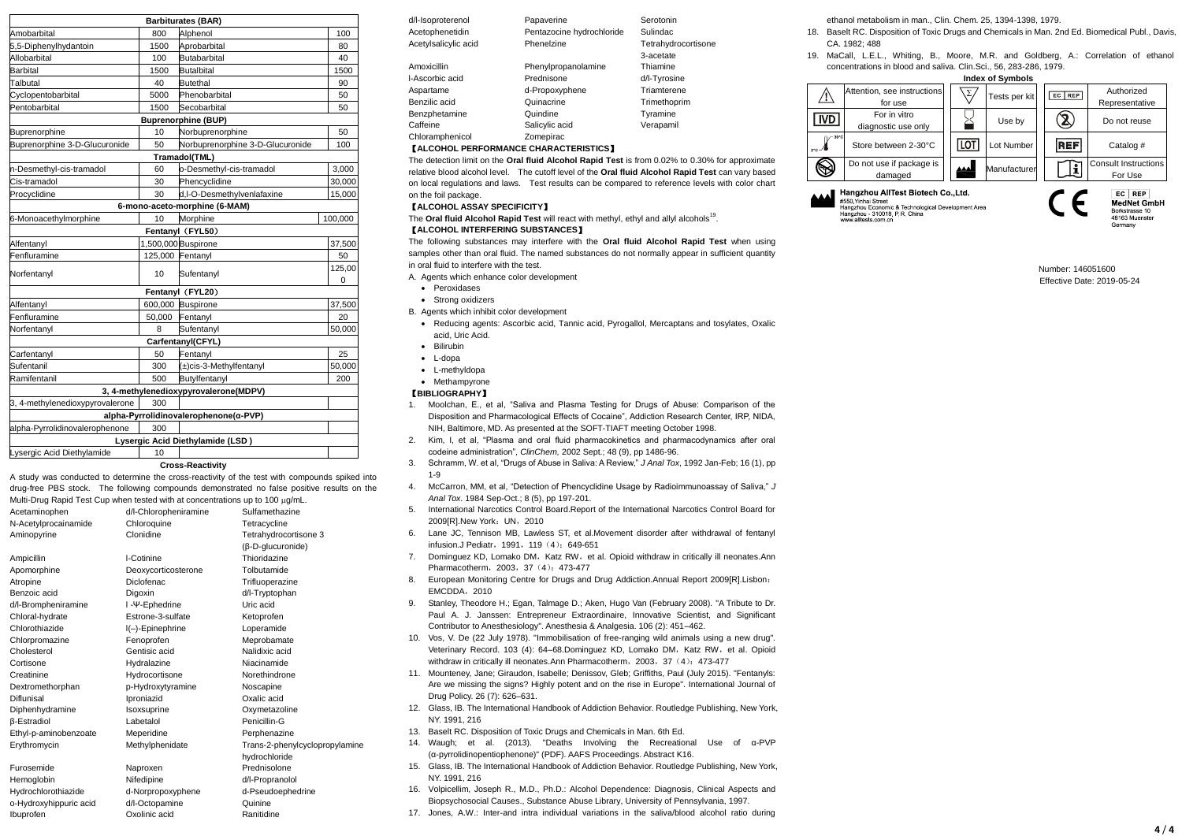| Barbiturates (BAR) | | | |
|---|---|---|---|
| Amobarbital | 800 | Alphenol | 100 |
| 5,5-Diphenylhydantoin | 1500 | Aprobarbital | 80 |
| Allobarbital | 100 | Butabarbital | 40 |
| Barbital | 1500 | Butalbital | 1500 |
| Talbutal | 40 | Butethal | 90 |
| Cyclopentobarbital | 5000 | Phenobarbital | 50 |
| Pentobarbital | 1500 | Secobarbital | 50 |
| **Buprenorphine (BUP)** | | | |
| Buprenorphine | 10 | Norbuprenorphine | 50 |
| Buprenorphine 3-D-Glucuronide | 50 | Norbuprenorphine 3-D-Glucuronide | 100 |
| **Tramadol(TML)** | | | |
| n-Desmethyl-cis-tramadol | 60 | o-Desmethyl-cis-tramadol | 3,000 |
| Cis-tramadol | 30 | Phencyclidine | 30,000 |
| Procyclidine | 30 | d,l-O-Desmethylvenlafaxine | 15,000 |
| **6-mono-aceto-morphine (6-MAM)** | | | |
| 6-Monoacethylmorphine | 10 | Morphine | 100,000 |
| **Fentanyl（FYL50）** | | | |
| Alfentanyl | 1,500,000 | Buspirone | 37,500 |
| Fenfluramine | 125,000 | Fentanyl | 50 |
| Norfentanyl | 10 | Sufentanyl | 125,000 |
| **Fentanyl（FYL20）** | | | |
| Alfentanyl | 600,000 | Buspirone | 37,500 |
| Fenfluramine | 50,000 | Fentanyl | 20 |
| Norfentanyl | 8 | Sufentanyl | 50,000 |
| **Carfentanyl(CFYL)** | | | |
| Carfentanyl | 50 | Fentanyl | 25 |
| Sufentanil | 300 | (±)cis-3-Methylfentanyl | 50,000 |
| Ramifentanil | 500 | Butylfentanyl | 200 |
| **3, 4-methylenedioxypyrovalerone(MDPV)** | | | |
| 3, 4-methylenedioxypyrovalerone | 300 | | |
| **alpha-Pyrrolidinovalerophenone(α-PVP)** | | | |
| alpha-Pyrrolidinovalerophenone | 300 | | |
| **Lysergic Acid Diethylamide (LSD )** | | | |
| Lysergic Acid Diethylamide | 10 | | |

**Cross-Reactivity**

A study was conducted to determine the cross-reactivity of the test with compounds spiked into drug-free PBS stock. The following compounds demonstrated no false positive results on the Multi-Drug Rapid Test Cup when tested with at concentrations up to 100 μg/mL.

| | | |
|---|---|---|
| Acetaminophen | d/l-Chlorpheniramine | Sulfamethazine |
| N-Acetylprocainamide | Chloroquine | Tetracycline |
| Aminopyrine | Clonidine | Tetrahydrocortisone 3 (β-D-glucuronide) |
| Ampicillin | l-Cotinine | Thioridazine |
| Apomorphine | Deoxycorticosterone | Tolbutamide |
| Atropine | Diclofenac | Trifluoperazine |
| Benzoic acid | Digoxin | d/l-Tryptophan |
| d/l-Brompheniramine | l -Ψ-Ephedrine | Uric acid |
| Chloral-hydrate | Estrone-3-sulfate | Ketoprofen |
| Chlorothiazide | l(–)-Epinephrine | Loperamide |
| Chlorpromazine | Fenoprofen | Meprobamate |
| Cholesterol | Gentisic acid | Nalidixic acid |
| Cortisone | Hydralazine | Niacinamide |
| Creatinine | Hydrocortisone | Norethindrone |
| Dextromethorphan | p-Hydroxytyramine | Noscapine |
| Diflunisal | Iproniazid | Oxalic acid |
| Diphenhydramine | Isoxsuprine | Oxymetazoline |
| β-Estradiol | Labetalol | Penicillin-G |
| Ethyl-p-aminobenzoate | Meperidine | Perphenazine |
| Erythromycin | Methylphenidate | Trans-2-phenylcyclopropylamine hydrochloride |
| Furosemide | Naproxen | Prednisolone |
| Hemoglobin | Nifedipine | d/l-Propranolol |
| Hydrochlorothiazide | d-Norpropoxyphene | d-Pseudoephedrine |
| o-Hydroxyhippuric acid | d/l-Octopamine | Quinine |
| Ibuprofen | Oxolinic acid | Ranitidine |
| d/l-Isoproterenol | Papaverine | Serotonin |
| Acetophenetidin | Pentazocine hydrochloride | Sulindac |
| Acetylsalicylic acid | Phenelzine | Tetrahydrocortisone 3-acetate |
| Amoxicillin | Phenylpropanolamine | Thiamine |
| l-Ascorbic acid | Prednisone | d/l-Tyrosine |
| Aspartame | d-Propoxyphene | Triamterene |
| Benzilic acid | Quinacrine | Trimethoprim |
| Benzphetamine | Quindine | Tyramine |
| Caffeine | Salicylic acid | Verapamil |
| Chloramphenicol | Zomepirac | |

**【ALCOHOL PERFORMANCE CHARACTERISTICS】**

The detection limit on the **Oral fluid Alcohol Rapid Test** is from 0.02% to 0.30% for approximate relative blood alcohol level. The cutoff level of the **Oral fluid Alcohol Rapid Test** can vary based on local regulations and laws. Test results can be compared to reference levels with color chart on the foil package.

**【ALCOHOL ASSAY SPECIFICITY】**

The **Oral fluid Alcohol Rapid Test** will react with methyl, ethyl and allyl alcohols[19].

**【ALCOHOL INTERFERING SUBSTANCES】**

The following substances may interfere with the **Oral fluid Alcohol Rapid Test** when using samples other than oral fluid. The named substances do not normally appear in sufficient quantity in oral fluid to interfere with the test.

A. Agents which enhance color development
- Peroxidases
- Strong oxidizers

B. Agents which inhibit color development
- Reducing agents: Ascorbic acid, Tannic acid, Pyrogallol, Mercaptans and tosylates, Oxalic acid, Uric Acid.
- Bilirubin
- L-dopa
- L-methyldopa
- Methampyrone

**【BIBLIOGRAPHY】**

1. Moolchan, E., et al, "Saliva and Plasma Testing for Drugs of Abuse: Comparison of the Disposition and Pharmacological Effects of Cocaine", Addiction Research Center, IRP, NIDA, NIH, Baltimore, MD. As presented at the SOFT-TIAFT meeting October 1998.
2. Kim, I, et al, "Plasma and oral fluid pharmacokinetics and pharmacodynamics after oral codeine administration", *ClinChem,* 2002 Sept.; 48 (9), pp 1486-96.
3. Schramm, W. et al, "Drugs of Abuse in Saliva: A Review," *J Anal Tox*, 1992 Jan-Feb; 16 (1), pp 1-9
4. McCarron, MM, et al, "Detection of Phencyclidine Usage by Radioimmunoassay of Saliva," *J Anal Tox*. 1984 Sep-Oct.; 8 (5), pp 197-201.
5. International Narcotics Control Board.Report of the International Narcotics Control Board for 2009[R].New York：UN，2010
6. Lane JC, Tennison MB, Lawless ST, et al.Movement disorder after withdrawal of fentanyl infusion.J Pediatr，1991，119（4）：649-651
7. Dominguez KD, Lomako DM，Katz RW，et al. Opioid withdraw in critically ill neonates.Ann Pharmacotherm，2003，37（4）：473-477
8. European Monitoring Centre for Drugs and Drug Addiction.Annual Report 2009[R].Lisbon：EMCDDA，2010
9. Stanley, Theodore H.; Egan, Talmage D.; Aken, Hugo Van (February 2008). "A Tribute to Dr. Paul A. J. Janssen: Entrepreneur Extraordinaire, Innovative Scientist, and Significant Contributor to Anesthesiology". Anesthesia & Analgesia. 106 (2): 451–462.
10. Vos, V. De (22 July 1978). "Immobilisation of free-ranging wild animals using a new drug". Veterinary Record. 103 (4): 64–68.Dominguez KD, Lomako DM，Katz RW，et al. Opioid withdraw in critically ill neonates.Ann Pharmacotherm，2003，37（4）：473-477
11. Mounteney, Jane; Giraudon, Isabelle; Denissov, Gleb; Griffiths, Paul (July 2015). "Fentanyls: Are we missing the signs? Highly potent and on the rise in Europe". International Journal of Drug Policy. 26 (7): 626–631.
12. Glass, IB. The International Handbook of Addiction Behavior. Routledge Publishing, New York, NY. 1991, 216
13. Baselt RC. Disposition of Toxic Drugs and Chemicals in Man. 6th Ed.
14. Waugh; et al. (2013). "Deaths Involving the Recreational Use of α-PVP (α-pyrrolidinopentiophenone)" (PDF). AAFS Proceedings. Abstract K16.
15. Glass, IB. The International Handbook of Addiction Behavior. Routledge Publishing, New York, NY. 1991, 216
16. Volpicellim, Joseph R., M.D., Ph.D.: Alcohol Dependence: Diagnosis, Clinical Aspects and Biopsychosocial Causes., Substance Abuse Library, University of Pennsylvania, 1997.
17. Jones, A.W.: Inter-and intra individual variations in the saliva/blood alcohol ratio during ethanol metabolism in man., Clin. Chem. 25, 1394-1398, 1979.
18. Baselt RC. Disposition of Toxic Drugs and Chemicals in Man. 2nd Ed. Biomedical Publ., Davis, CA. 1982; 488
19. MaCall, L.E.L., Whiting, B., Moore, M.R. and Goldberg, A.: Correlation of ethanol concentrations in blood and saliva. Clin.Sci., 56, 283-286, 1979.

**Index of Symbols**

| | | | | | |
|---|---|---|---|---|---|
| ⚠ | Attention, see instructions for use | Σ | Tests per kit | EC REP | Authorized Representative |
| IVD | For in vitro diagnostic use only | ⌛ | Use by | ② | Do not reuse |
| 2°C–30°C | Store between 2-30°C | LOT | Lot Number | REF | Catalog # |
| ⊗ | Do not use if package is damaged | 🏭 | Manufacturer | ℹ | Consult Instructions For Use |

**Hangzhou AllTest Biotech Co.,Ltd.**
#550,Yinhai Street
Hangzhou Economic & Technological Development Area
Hangzhou - 310018, P. R. China
www.alltests.com.cn

CE

EC REP
**MedNet GmbH**
Borkstrasse 10
48163 Muenster
Germany

Number: 146051600
Effective Date: 2019-05-24